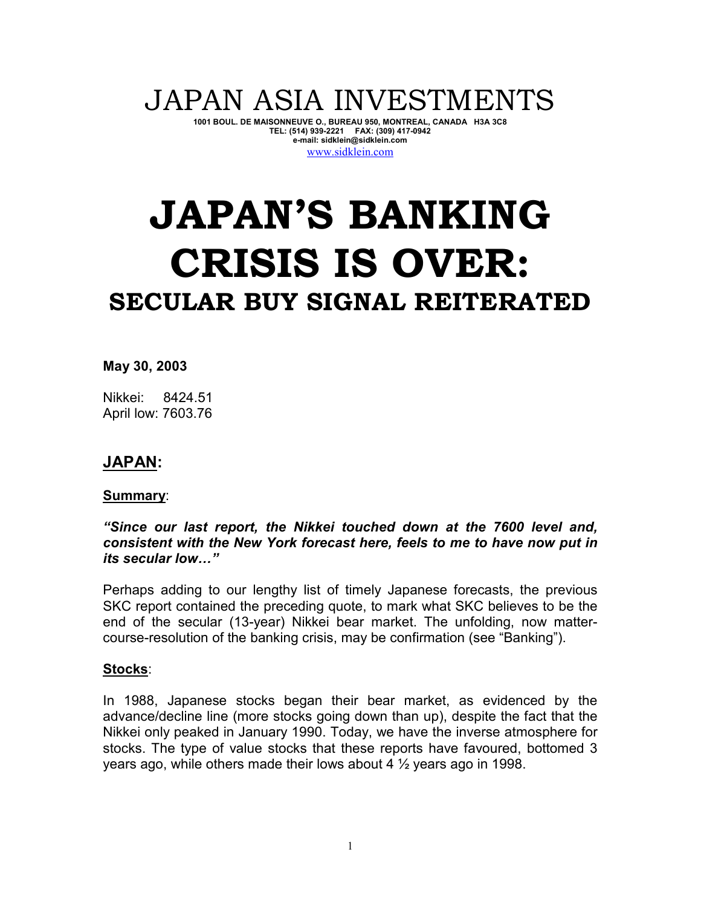# JAPAN ASIA INVESTMENTS

**1001 BOUL. DE MAISONNEUVE O., BUREAU 950, MONTREAL, CANADA H3A 3C8**
**TEL: (514) 939-2221 FAX: (309) 417-0942**
**e-mail: sidklein@sidklein.com**
www.sidklein.com

# JAPAN'S BANKING CRISIS IS OVER:

## SECULAR BUY SIGNAL REITERATED

**May 30, 2003**

Nikkei: 8424.51
April low: 7603.76

## JAPAN:

### Summary:

***"Since our last report, the Nikkei touched down at the 7600 level and, consistent with the New York forecast here, feels to me to have now put in its secular low…"***

Perhaps adding to our lengthy list of timely Japanese forecasts, the previous SKC report contained the preceding quote, to mark what SKC believes to be the end of the secular (13-year) Nikkei bear market. The unfolding, now matter-course-resolution of the banking crisis, may be confirmation (see "Banking").

### Stocks:

In 1988, Japanese stocks began their bear market, as evidenced by the advance/decline line (more stocks going down than up), despite the fact that the Nikkei only peaked in January 1990. Today, we have the inverse atmosphere for stocks. The type of value stocks that these reports have favoured, bottomed 3 years ago, while others made their lows about 4 ½ years ago in 1998.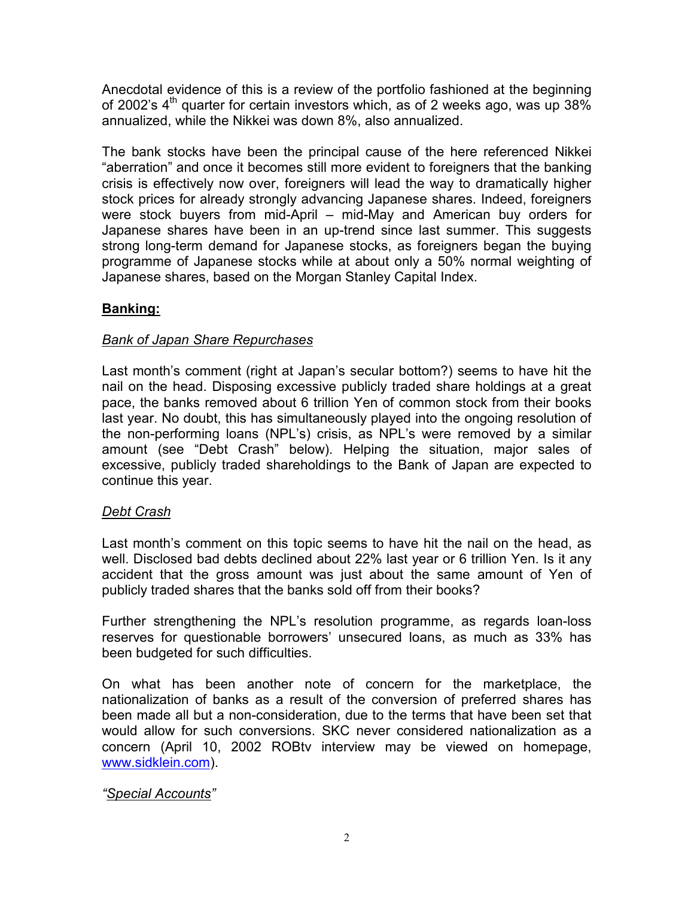Anecdotal evidence of this is a review of the portfolio fashioned at the beginning of 2002's 4th quarter for certain investors which, as of 2 weeks ago, was up 38% annualized, while the Nikkei was down 8%, also annualized.

The bank stocks have been the principal cause of the here referenced Nikkei "aberration" and once it becomes still more evident to foreigners that the banking crisis is effectively now over, foreigners will lead the way to dramatically higher stock prices for already strongly advancing Japanese shares. Indeed, foreigners were stock buyers from mid-April – mid-May and American buy orders for Japanese shares have been in an up-trend since last summer. This suggests strong long-term demand for Japanese stocks, as foreigners began the buying programme of Japanese stocks while at about only a 50% normal weighting of Japanese shares, based on the Morgan Stanley Capital Index.

## Banking:

### *Bank of Japan Share Repurchases*

Last month's comment (right at Japan's secular bottom?) seems to have hit the nail on the head. Disposing excessive publicly traded share holdings at a great pace, the banks removed about 6 trillion Yen of common stock from their books last year. No doubt, this has simultaneously played into the ongoing resolution of the non-performing loans (NPL's) crisis, as NPL's were removed by a similar amount (see "Debt Crash" below). Helping the situation, major sales of excessive, publicly traded shareholdings to the Bank of Japan are expected to continue this year.

### *Debt Crash*

Last month's comment on this topic seems to have hit the nail on the head, as well. Disclosed bad debts declined about 22% last year or 6 trillion Yen. Is it any accident that the gross amount was just about the same amount of Yen of publicly traded shares that the banks sold off from their books?

Further strengthening the NPL's resolution programme, as regards loan-loss reserves for questionable borrowers' unsecured loans, as much as 33% has been budgeted for such difficulties.

On what has been another note of concern for the marketplace, the nationalization of banks as a result of the conversion of preferred shares has been made all but a non-consideration, due to the terms that have been set that would allow for such conversions. SKC never considered nationalization as a concern (April 10, 2002 ROBtv interview may be viewed on homepage, www.sidklein.com).

### *"Special Accounts"*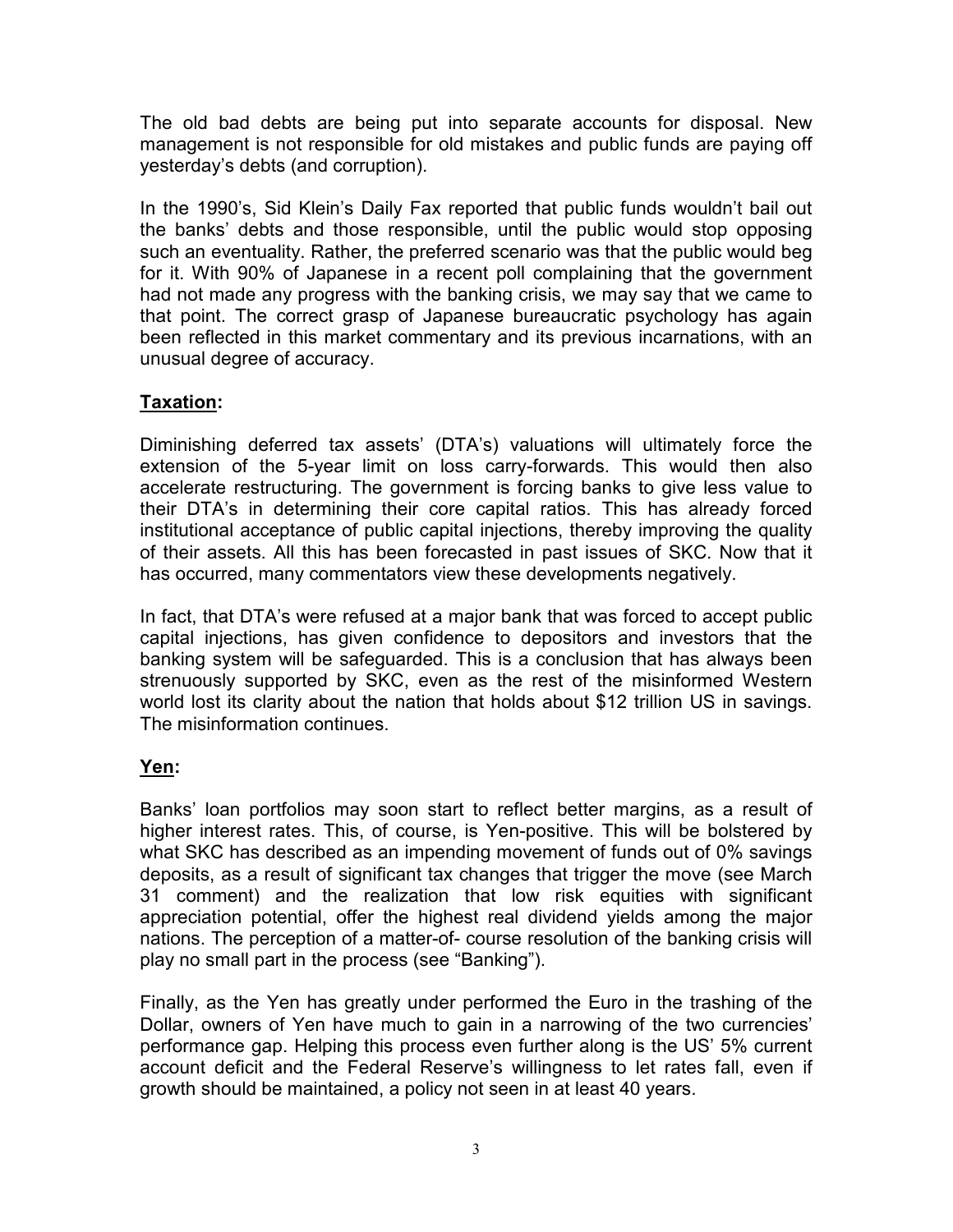The old bad debts are being put into separate accounts for disposal. New management is not responsible for old mistakes and public funds are paying off yesterday's debts (and corruption).

In the 1990's, Sid Klein's Daily Fax reported that public funds wouldn't bail out the banks' debts and those responsible, until the public would stop opposing such an eventuality. Rather, the preferred scenario was that the public would beg for it. With 90% of Japanese in a recent poll complaining that the government had not made any progress with the banking crisis, we may say that we came to that point. The correct grasp of Japanese bureaucratic psychology has again been reflected in this market commentary and its previous incarnations, with an unusual degree of accuracy.

**Taxation:**

Diminishing deferred tax assets' (DTA's) valuations will ultimately force the extension of the 5-year limit on loss carry-forwards. This would then also accelerate restructuring. The government is forcing banks to give less value to their DTA's in determining their core capital ratios. This has already forced institutional acceptance of public capital injections, thereby improving the quality of their assets. All this has been forecasted in past issues of SKC. Now that it has occurred, many commentators view these developments negatively.

In fact, that DTA's were refused at a major bank that was forced to accept public capital injections, has given confidence to depositors and investors that the banking system will be safeguarded. This is a conclusion that has always been strenuously supported by SKC, even as the rest of the misinformed Western world lost its clarity about the nation that holds about $12 trillion US in savings. The misinformation continues.

**Yen:**

Banks' loan portfolios may soon start to reflect better margins, as a result of higher interest rates. This, of course, is Yen-positive. This will be bolstered by what SKC has described as an impending movement of funds out of 0% savings deposits, as a result of significant tax changes that trigger the move (see March 31 comment) and the realization that low risk equities with significant appreciation potential, offer the highest real dividend yields among the major nations. The perception of a matter-of- course resolution of the banking crisis will play no small part in the process (see "Banking").

Finally, as the Yen has greatly under performed the Euro in the trashing of the Dollar, owners of Yen have much to gain in a narrowing of the two currencies' performance gap. Helping this process even further along is the US' 5% current account deficit and the Federal Reserve's willingness to let rates fall, even if growth should be maintained, a policy not seen in at least 40 years.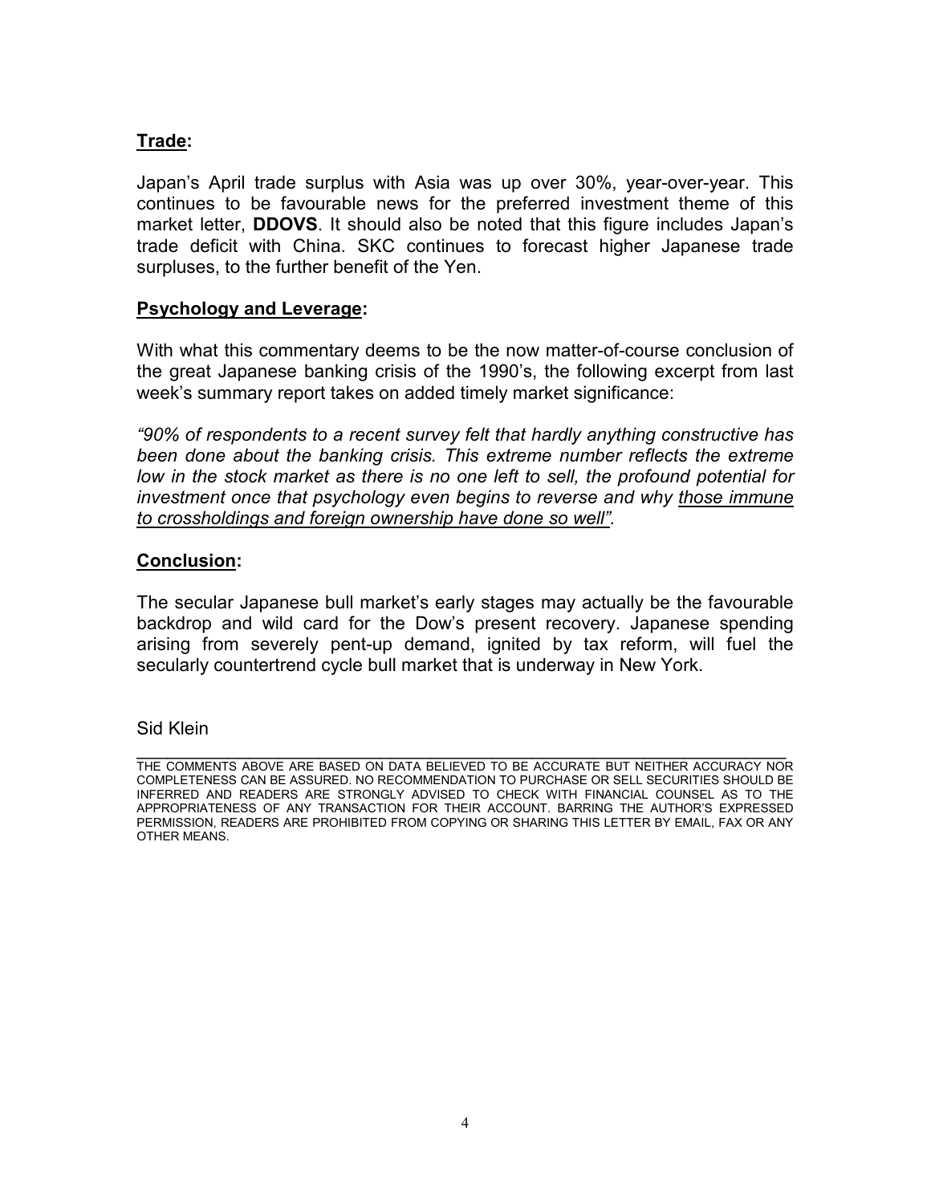**<u>Trade</u>:**

Japan's April trade surplus with Asia was up over 30%, year-over-year. This continues to be favourable news for the preferred investment theme of this market letter, **DDOVS**. It should also be noted that this figure includes Japan's trade deficit with China. SKC continues to forecast higher Japanese trade surpluses, to the further benefit of the Yen.

**<u>Psychology and Leverage</u>:**

With what this commentary deems to be the now matter-of-course conclusion of the great Japanese banking crisis of the 1990's, the following excerpt from last week's summary report takes on added timely market significance:

*"90% of respondents to a recent survey felt that hardly anything constructive has been done about the banking crisis. This extreme number reflects the extreme low in the stock market as there is no one left to sell, the profound potential for investment once that psychology even begins to reverse and why <u>those immune to crossholdings and foreign ownership have done so well"</u>.*

**<u>Conclusion</u>:**

The secular Japanese bull market's early stages may actually be the favourable backdrop and wild card for the Dow's present recovery. Japanese spending arising from severely pent-up demand, ignited by tax reform, will fuel the secularly countertrend cycle bull market that is underway in New York.

Sid Klein

---

THE COMMENTS ABOVE ARE BASED ON DATA BELIEVED TO BE ACCURATE BUT NEITHER ACCURACY NOR COMPLETENESS CAN BE ASSURED. NO RECOMMENDATION TO PURCHASE OR SELL SECURITIES SHOULD BE INFERRED AND READERS ARE STRONGLY ADVISED TO CHECK WITH FINANCIAL COUNSEL AS TO THE APPROPRIATENESS OF ANY TRANSACTION FOR THEIR ACCOUNT. BARRING THE AUTHOR'S EXPRESSED PERMISSION, READERS ARE PROHIBITED FROM COPYING OR SHARING THIS LETTER BY EMAIL, FAX OR ANY OTHER MEANS.